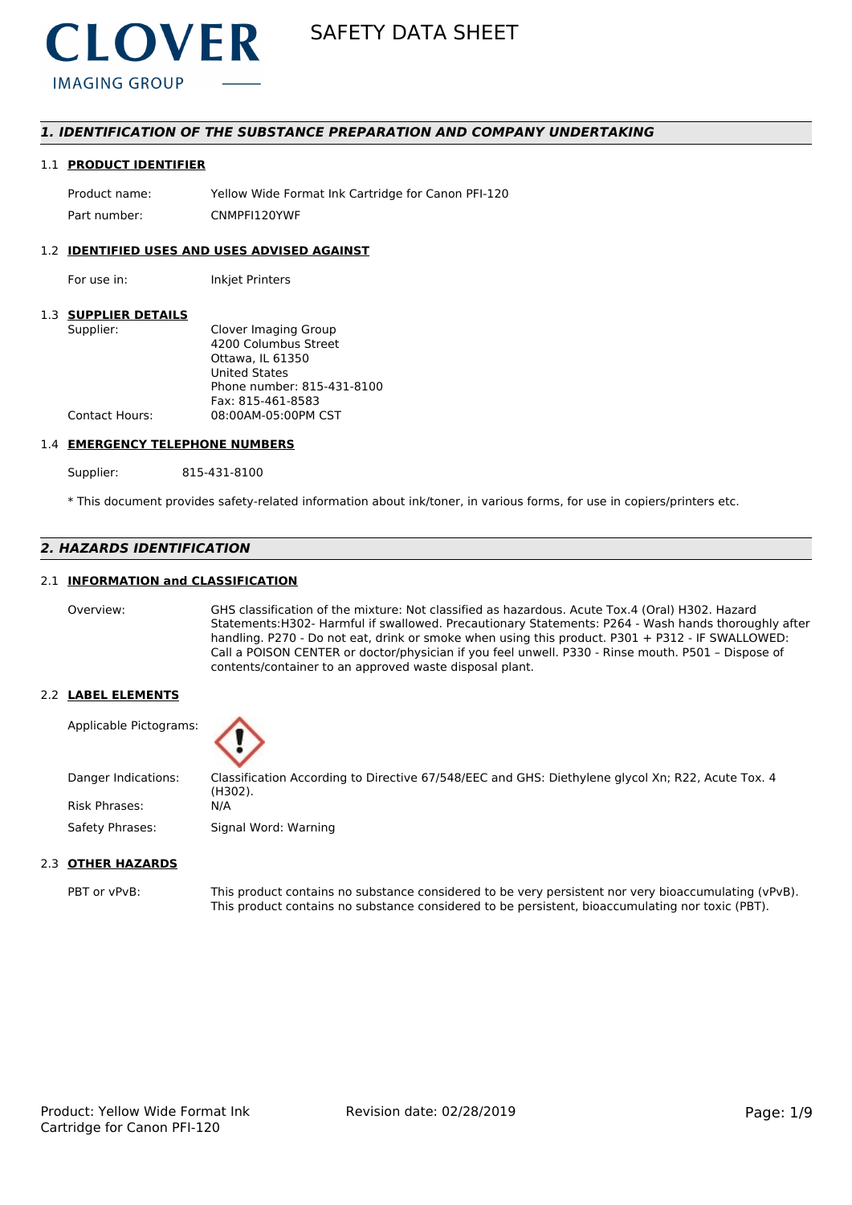# SAFETY DATA SHEET

## *1. IDENTIFICATION OF THE SUBSTANCE PREPARATION AND COMPANY UNDERTAKING*

### 1.1 PRODUCT IDENTIFIER

Product name: Yellow Wide Format Ink Cartridge for Canon PFI-120

Part number: CNMPFI120YWF

### 1.2 IDENTIFIED USES AND USES ADVISED AGAINST

For use in: Inkjet Printers

### 1.3 SUPPLIER DETAILS

Supplier: Clover Imaging Group
4200 Columbus Street
Ottawa, IL 61350
United States
Phone number: 815-431-8100
Fax: 815-461-8583

Contact Hours: 08:00AM-05:00PM CST

### 1.4 EMERGENCY TELEPHONE NUMBERS

Supplier: 815-431-8100

* This document provides safety-related information about ink/toner, in various forms, for use in copiers/printers etc.

## *2. HAZARDS IDENTIFICATION*

### 2.1 INFORMATION and CLASSIFICATION

Overview: GHS classification of the mixture: Not classified as hazardous. Acute Tox.4 (Oral) H302. Hazard Statements:H302- Harmful if swallowed. Precautionary Statements: P264 - Wash hands thoroughly after handling. P270 - Do not eat, drink or smoke when using this product. P301 + P312 - IF SWALLOWED: Call a POISON CENTER or doctor/physician if you feel unwell. P330 - Rinse mouth. P501 – Dispose of contents/container to an approved waste disposal plant.

### 2.2 LABEL ELEMENTS

Applicable Pictograms:

Danger Indications: Classification According to Directive 67/548/EEC and GHS: Diethylene glycol Xn; R22, Acute Tox. 4 (H302).

Risk Phrases: N/A

Safety Phrases: Signal Word: Warning

### 2.3 OTHER HAZARDS

PBT or vPvB: This product contains no substance considered to be very persistent nor very bioaccumulating (vPvB). This product contains no substance considered to be persistent, bioaccumulating nor toxic (PBT).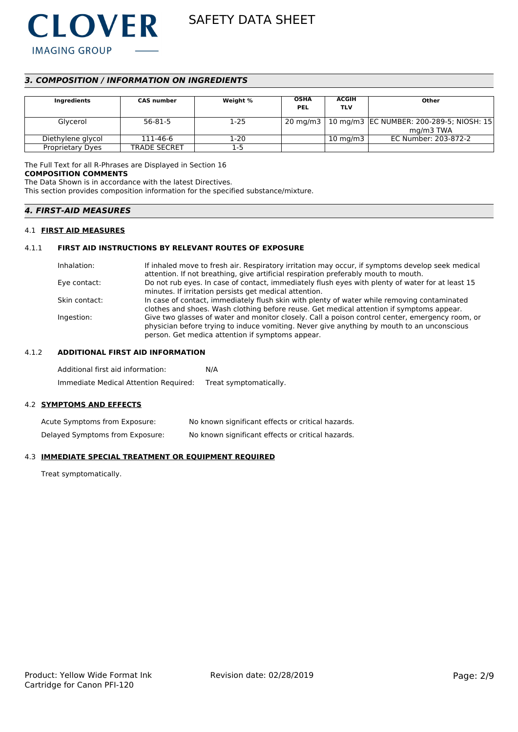## 3. COMPOSITION / INFORMATION ON INGREDIENTS

| Ingredients | CAS number | Weight % | OSHA PEL | ACGIH TLV | Other |
|---|---|---|---|---|---|
| Glycerol | 56-81-5 | 1-25 | 20 mg/m3 | 10 mg/m3 | EC NUMBER: 200-289-5; NIOSH: 15 mg/m3 TWA |
| Diethylene glycol | 111-46-6 | 1-20 | | 10 mg/m3 | EC Number: 203-872-2 |
| Proprietary Dyes | TRADE SECRET | 1-5 | | | |

The Full Text for all R-Phrases are Displayed in Section 16

**COMPOSITION COMMENTS**

The Data Shown is in accordance with the latest Directives.

This section provides composition information for the specified substance/mixture.

## 4. FIRST-AID MEASURES

### 4.1 FIRST AID MEASURES

#### 4.1.1 FIRST AID INSTRUCTIONS BY RELEVANT ROUTES OF EXPOSURE

Inhalation: If inhaled move to fresh air. Respiratory irritation may occur, if symptoms develop seek medical attention. If not breathing, give artificial respiration preferably mouth to mouth.

Eye contact: Do not rub eyes. In case of contact, immediately flush eyes with plenty of water for at least 15 minutes. If irritation persists get medical attention.

Skin contact: In case of contact, immediately flush skin with plenty of water while removing contaminated clothes and shoes. Wash clothing before reuse. Get medical attention if symptoms appear.

Ingestion: Give two glasses of water and monitor closely. Call a poison control center, emergency room, or physician before trying to induce vomiting. Never give anything by mouth to an unconscious person. Get medica attention if symptoms appear.

#### 4.1.2 ADDITIONAL FIRST AID INFORMATION

Additional first aid information: N/A

Immediate Medical Attention Required: Treat symptomatically.

### 4.2 SYMPTOMS AND EFFECTS

Acute Symptoms from Exposure: No known significant effects or critical hazards.

Delayed Symptoms from Exposure: No known significant effects or critical hazards.

### 4.3 IMMEDIATE SPECIAL TREATMENT OR EQUIPMENT REQUIRED

Treat symptomatically.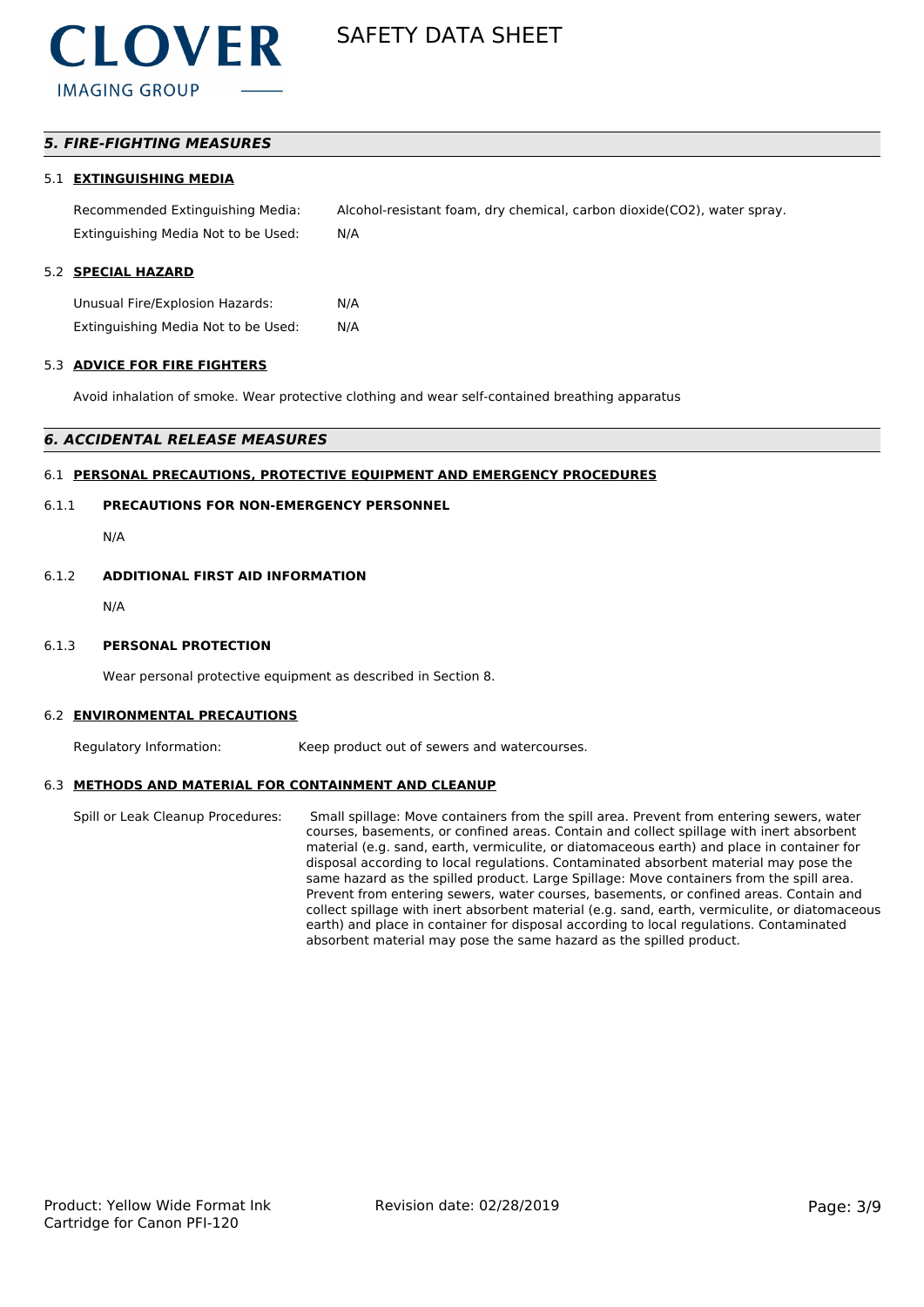## *5. FIRE-FIGHTING MEASURES*

### 5.1 **EXTINGUISHING MEDIA**

| | |
|---|---|
| Recommended Extinguishing Media: | Alcohol-resistant foam, dry chemical, carbon dioxide(CO2), water spray. |
| Extinguishing Media Not to be Used: | N/A |

### 5.2 **SPECIAL HAZARD**

| | |
|---|---|
| Unusual Fire/Explosion Hazards: | N/A |
| Extinguishing Media Not to be Used: | N/A |

### 5.3 **ADVICE FOR FIRE FIGHTERS**

Avoid inhalation of smoke. Wear protective clothing and wear self-contained breathing apparatus

## *6. ACCIDENTAL RELEASE MEASURES*

### 6.1 **PERSONAL PRECAUTIONS, PROTECTIVE EQUIPMENT AND EMERGENCY PROCEDURES**

#### 6.1.1 **PRECAUTIONS FOR NON-EMERGENCY PERSONNEL**

N/A

#### 6.1.2 **ADDITIONAL FIRST AID INFORMATION**

N/A

#### 6.1.3 **PERSONAL PROTECTION**

Wear personal protective equipment as described in Section 8.

### 6.2 **ENVIRONMENTAL PRECAUTIONS**

| | |
|---|---|
| Regulatory Information: | Keep product out of sewers and watercourses. |

### 6.3 **METHODS AND MATERIAL FOR CONTAINMENT AND CLEANUP**

| | |
|---|---|
| Spill or Leak Cleanup Procedures: | Small spillage: Move containers from the spill area. Prevent from entering sewers, water courses, basements, or confined areas. Contain and collect spillage with inert absorbent material (e.g. sand, earth, vermiculite, or diatomaceous earth) and place in container for disposal according to local regulations. Contaminated absorbent material may pose the same hazard as the spilled product. Large Spillage: Move containers from the spill area. Prevent from entering sewers, water courses, basements, or confined areas. Contain and collect spillage with inert absorbent material (e.g. sand, earth, vermiculite, or diatomaceous earth) and place in container for disposal according to local regulations. Contaminated absorbent material may pose the same hazard as the spilled product. |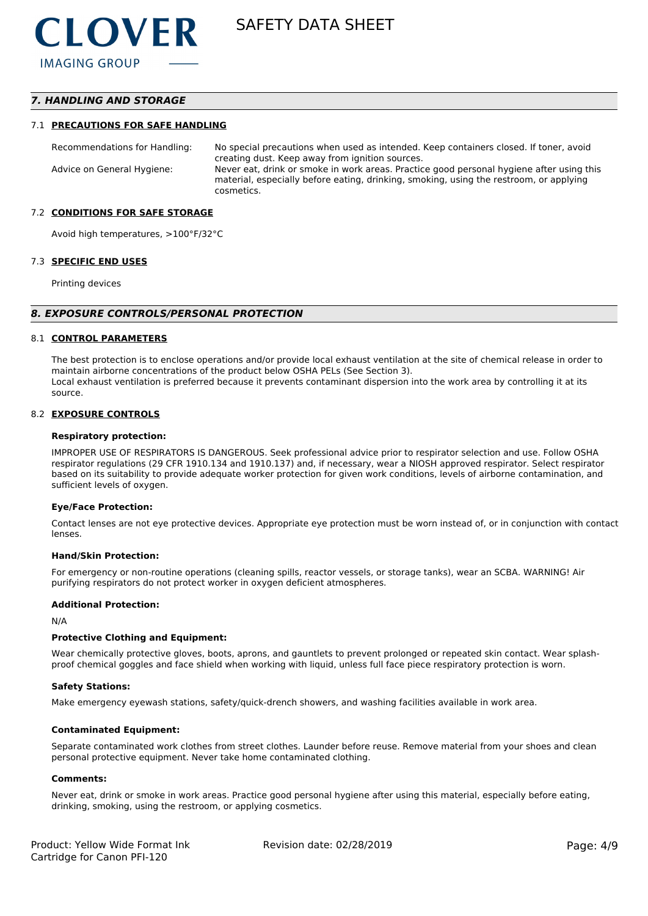## 7. HANDLING AND STORAGE

### 7.1 PRECAUTIONS FOR SAFE HANDLING

| | |
|---|---|
| Recommendations for Handling: | No special precautions when used as intended. Keep containers closed. If toner, avoid creating dust. Keep away from ignition sources. |
| Advice on General Hygiene: | Never eat, drink or smoke in work areas. Practice good personal hygiene after using this material, especially before eating, drinking, smoking, using the restroom, or applying cosmetics. |

### 7.2 CONDITIONS FOR SAFE STORAGE

Avoid high temperatures, >100°F/32°C

### 7.3 SPECIFIC END USES

Printing devices

## 8. EXPOSURE CONTROLS/PERSONAL PROTECTION

### 8.1 CONTROL PARAMETERS

The best protection is to enclose operations and/or provide local exhaust ventilation at the site of chemical release in order to maintain airborne concentrations of the product below OSHA PELs (See Section 3).
Local exhaust ventilation is preferred because it prevents contaminant dispersion into the work area by controlling it at its source.

### 8.2 EXPOSURE CONTROLS

**Respiratory protection:**

IMPROPER USE OF RESPIRATORS IS DANGEROUS. Seek professional advice prior to respirator selection and use. Follow OSHA respirator regulations (29 CFR 1910.134 and 1910.137) and, if necessary, wear a NIOSH approved respirator. Select respirator based on its suitability to provide adequate worker protection for given work conditions, levels of airborne contamination, and sufficient levels of oxygen.

**Eye/Face Protection:**

Contact lenses are not eye protective devices. Appropriate eye protection must be worn instead of, or in conjunction with contact lenses.

**Hand/Skin Protection:**

For emergency or non-routine operations (cleaning spills, reactor vessels, or storage tanks), wear an SCBA. WARNING! Air purifying respirators do not protect worker in oxygen deficient atmospheres.

**Additional Protection:**

N/A

**Protective Clothing and Equipment:**

Wear chemically protective gloves, boots, aprons, and gauntlets to prevent prolonged or repeated skin contact. Wear splash-proof chemical goggles and face shield when working with liquid, unless full face piece respiratory protection is worn.

**Safety Stations:**

Make emergency eyewash stations, safety/quick-drench showers, and washing facilities available in work area.

**Contaminated Equipment:**

Separate contaminated work clothes from street clothes. Launder before reuse. Remove material from your shoes and clean personal protective equipment. Never take home contaminated clothing.

**Comments:**

Never eat, drink or smoke in work areas. Practice good personal hygiene after using this material, especially before eating, drinking, smoking, using the restroom, or applying cosmetics.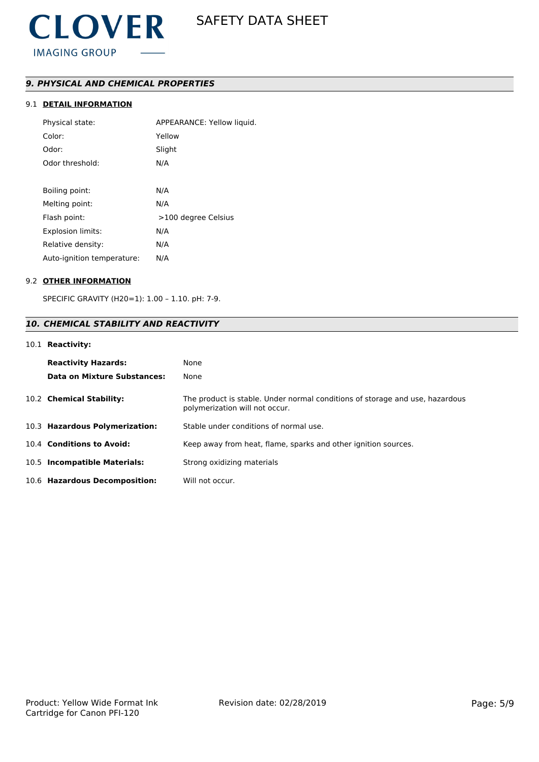## *9. PHYSICAL AND CHEMICAL PROPERTIES*

### 9.1 DETAIL INFORMATION

| | |
|---|---|
| Physical state: | APPEARANCE: Yellow liquid. |
| Color: | Yellow |
| Odor: | Slight |
| Odor threshold: | N/A |
| Boiling point: | N/A |
| Melting point: | N/A |
| Flash point: | >100 degree Celsius |
| Explosion limits: | N/A |
| Relative density: | N/A |
| Auto-ignition temperature: | N/A |

### 9.2 OTHER INFORMATION

SPECIFIC GRAVITY (H20=1): 1.00 – 1.10. pH: 7-9.

## *10. CHEMICAL STABILITY AND REACTIVITY*

### 10.1 Reactivity:

| | |
|---|---|
| **Reactivity Hazards:** | None |
| **Data on Mixture Substances:** | None |

| | |
|---|---|
| 10.2 **Chemical Stability:** | The product is stable. Under normal conditions of storage and use, hazardous polymerization will not occur. |
| 10.3 **Hazardous Polymerization:** | Stable under conditions of normal use. |
| 10.4 **Conditions to Avoid:** | Keep away from heat, flame, sparks and other ignition sources. |
| 10.5 **Incompatible Materials:** | Strong oxidizing materials |
| 10.6 **Hazardous Decomposition:** | Will not occur. |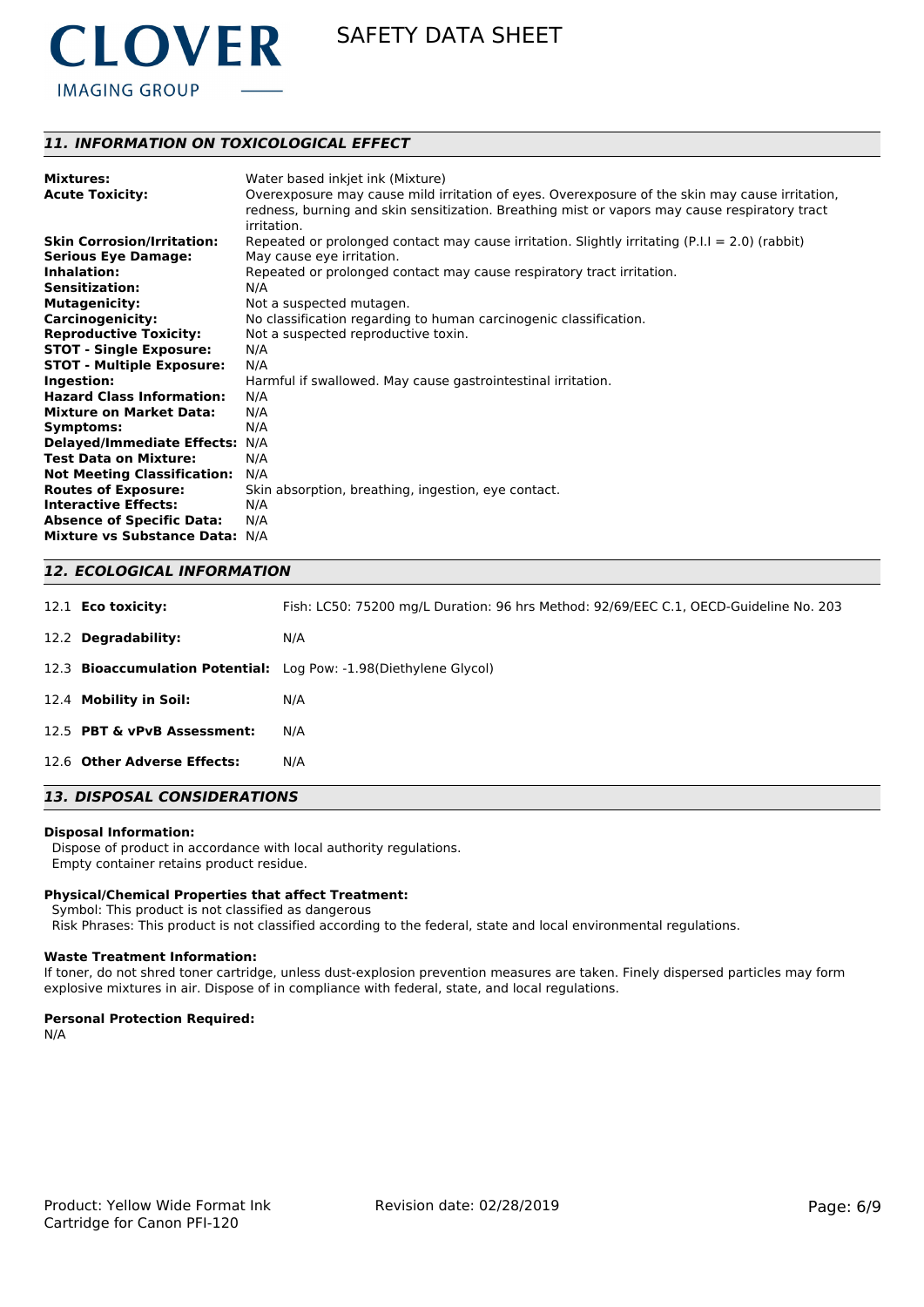## *11. INFORMATION ON TOXICOLOGICAL EFFECT*

| | |
|---|---|
| **Mixtures:** | Water based inkjet ink (Mixture) |
| **Acute Toxicity:** | Overexposure may cause mild irritation of eyes. Overexposure of the skin may cause irritation, redness, burning and skin sensitization. Breathing mist or vapors may cause respiratory tract irritation. |
| **Skin Corrosion/Irritation:** | Repeated or prolonged contact may cause irritation. Slightly irritating (P.I.I = 2.0) (rabbit) |
| **Serious Eye Damage:** | May cause eye irritation. |
| **Inhalation:** | Repeated or prolonged contact may cause respiratory tract irritation. |
| **Sensitization:** | N/A |
| **Mutagenicity:** | Not a suspected mutagen. |
| **Carcinogenicity:** | No classification regarding to human carcinogenic classification. |
| **Reproductive Toxicity:** | Not a suspected reproductive toxin. |
| **STOT - Single Exposure:** | N/A |
| **STOT - Multiple Exposure:** | N/A |
| **Ingestion:** | Harmful if swallowed. May cause gastrointestinal irritation. |
| **Hazard Class Information:** | N/A |
| **Mixture on Market Data:** | N/A |
| **Symptoms:** | N/A |
| **Delayed/Immediate Effects:** | N/A |
| **Test Data on Mixture:** | N/A |
| **Not Meeting Classification:** | N/A |
| **Routes of Exposure:** | Skin absorption, breathing, ingestion, eye contact. |
| **Interactive Effects:** | N/A |
| **Absence of Specific Data:** | N/A |
| **Mixture vs Substance Data:** | N/A |

## *12. ECOLOGICAL INFORMATION*

| | |
|---|---|
| 12.1 **Eco toxicity:** | Fish: LC50: 75200 mg/L Duration: 96 hrs Method: 92/69/EEC C.1, OECD-Guideline No. 203 |
| 12.2 **Degradability:** | N/A |
| 12.3 **Bioaccumulation Potential:** | Log Pow: -1.98(Diethylene Glycol) |
| 12.4 **Mobility in Soil:** | N/A |
| 12.5 **PBT & vPvB Assessment:** | N/A |
| 12.6 **Other Adverse Effects:** | N/A |

## *13. DISPOSAL CONSIDERATIONS*

**Disposal Information:**

Dispose of product in accordance with local authority regulations.
Empty container retains product residue.

**Physical/Chemical Properties that affect Treatment:**

Symbol: This product is not classified as dangerous
Risk Phrases: This product is not classified according to the federal, state and local environmental regulations.

**Waste Treatment Information:**

If toner, do not shred toner cartridge, unless dust-explosion prevention measures are taken. Finely dispersed particles may form explosive mixtures in air. Dispose of in compliance with federal, state, and local regulations.

**Personal Protection Required:**

N/A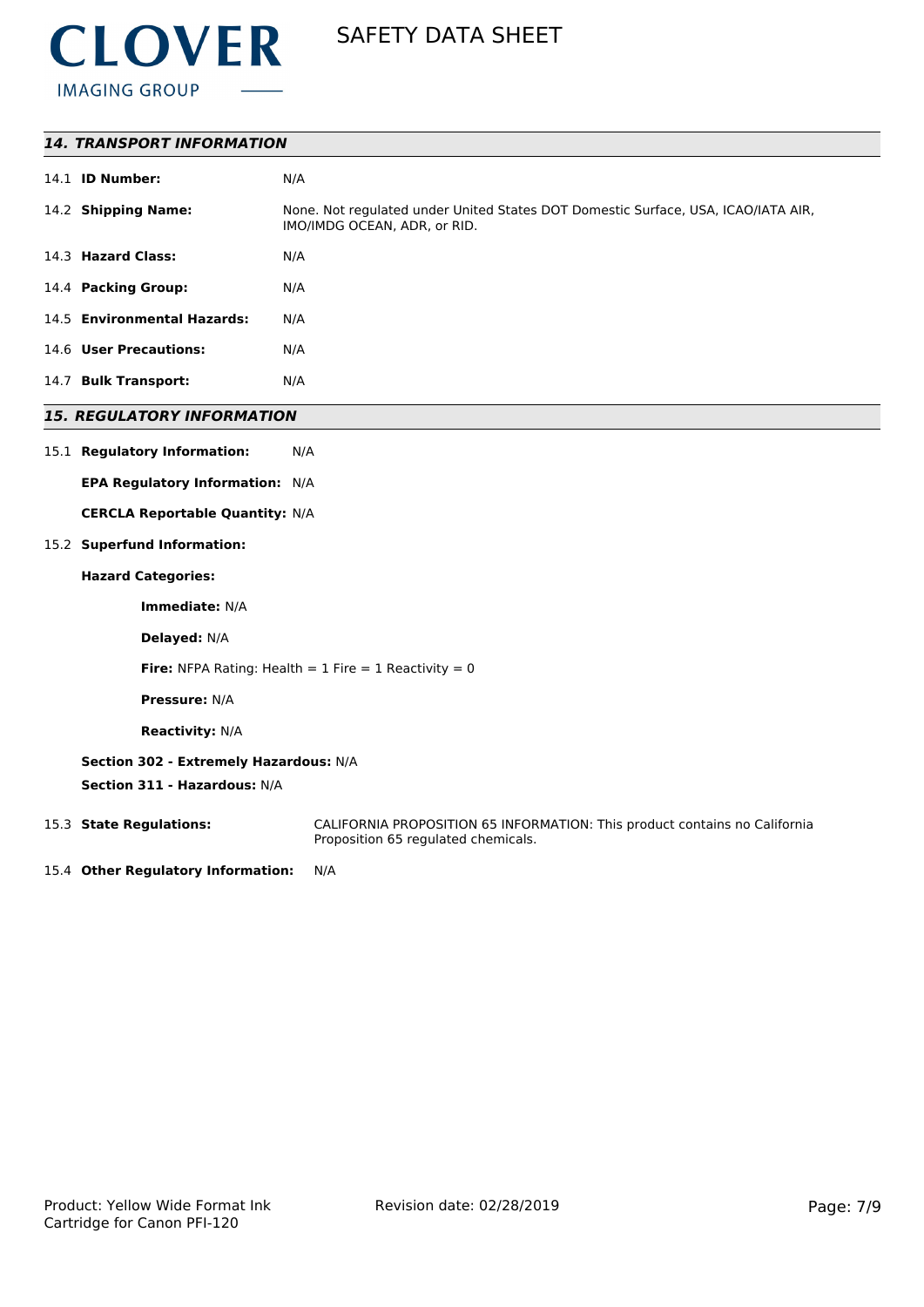## *14. TRANSPORT INFORMATION*

14.1 **ID Number:** N/A

14.2 **Shipping Name:** None. Not regulated under United States DOT Domestic Surface, USA, ICAO/IATA AIR, IMO/IMDG OCEAN, ADR, or RID.

14.3 **Hazard Class:** N/A

14.4 **Packing Group:** N/A

14.5 **Environmental Hazards:** N/A

14.6 **User Precautions:** N/A

14.7 **Bulk Transport:** N/A

## *15. REGULATORY INFORMATION*

15.1 **Regulatory Information:** N/A

**EPA Regulatory Information:** N/A

**CERCLA Reportable Quantity:** N/A

15.2 **Superfund Information:**

**Hazard Categories:**

**Immediate:** N/A

**Delayed:** N/A

**Fire:** NFPA Rating: Health = 1 Fire = 1 Reactivity = 0

**Pressure:** N/A

**Reactivity:** N/A

**Section 302 - Extremely Hazardous:** N/A

**Section 311 - Hazardous:** N/A

15.3 **State Regulations:** CALIFORNIA PROPOSITION 65 INFORMATION: This product contains no California Proposition 65 regulated chemicals.

15.4 **Other Regulatory Information:** N/A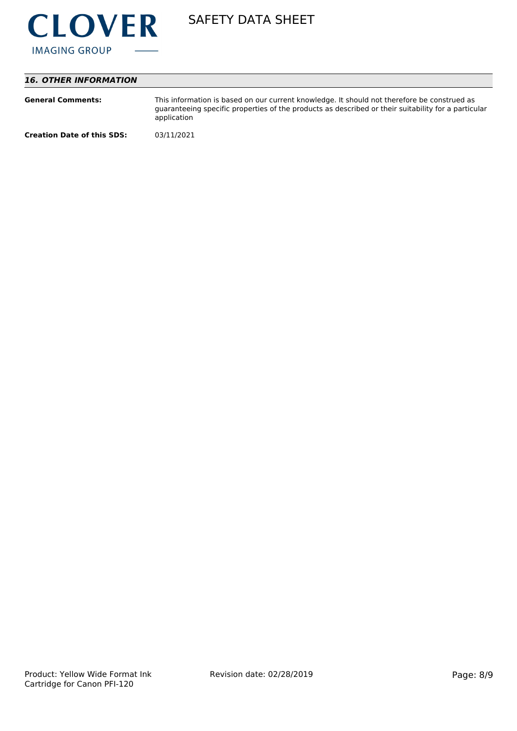## *16. OTHER INFORMATION*

**General Comments:** This information is based on our current knowledge. It should not therefore be construed as guaranteeing specific properties of the products as described or their suitability for a particular application

**Creation Date of this SDS:** 03/11/2021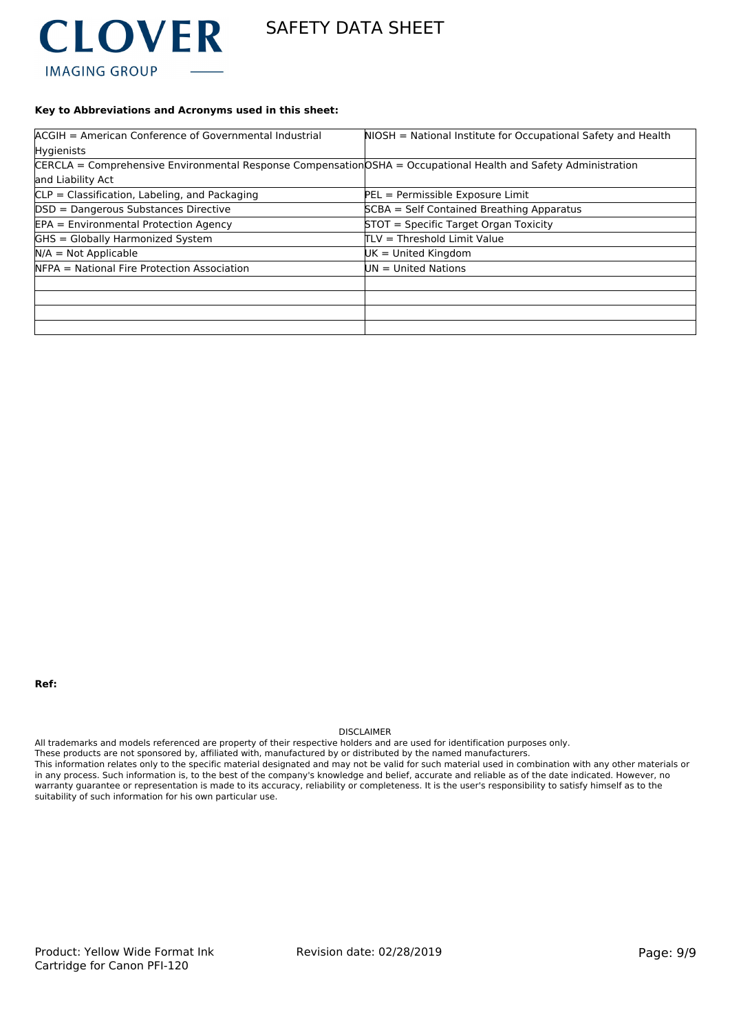**Key to Abbreviations and Acronyms used in this sheet:**

| | |
|---|---|
| ACGIH = American Conference of Governmental Industrial Hygienists | NIOSH = National Institute for Occupational Safety and Health |
| CERCLA = Comprehensive Environmental Response Compensation and Liability Act | OSHA = Occupational Health and Safety Administration |
| CLP = Classification, Labeling, and Packaging | PEL = Permissible Exposure Limit |
| DSD = Dangerous Substances Directive | SCBA = Self Contained Breathing Apparatus |
| EPA = Environmental Protection Agency | STOT = Specific Target Organ Toxicity |
| GHS = Globally Harmonized System | TLV = Threshold Limit Value |
| N/A = Not Applicable | UK = United Kingdom |
| NFPA = National Fire Protection Association | UN = United Nations |
| | |
| | |
| | |
| | |

**Ref:**

DISCLAIMER

All trademarks and models referenced are property of their respective holders and are used for identification purposes only.
These products are not sponsored by, affiliated with, manufactured by or distributed by the named manufacturers.
This information relates only to the specific material designated and may not be valid for such material used in combination with any other materials or in any process. Such information is, to the best of the company's knowledge and belief, accurate and reliable as of the date indicated. However, no warranty guarantee or representation is made to its accuracy, reliability or completeness. It is the user's responsibility to satisfy himself as to the suitability of such information for his own particular use.